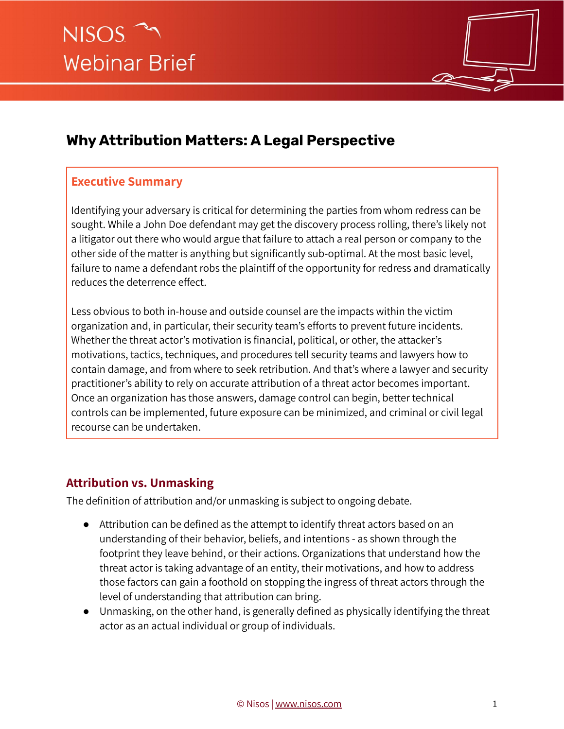NISOS

Webinar Brief

# Why Attribution Matters: A Legal Perspective

## Executive Summary

Identifying your adversary is critical for determining the parties from whom redress can be sought. While a John Doe defendant may get the discovery process rolling, there's likely not a litigator out there who would argue that failure to attach a real person or company to the other side of the matter is anything but significantly sub-optimal. At the most basic level, failure to name a defendant robs the plaintiff of the opportunity for redress and dramatically reduces the deterrence effect.

Less obvious to both in-house and outside counsel are the impacts within the victim organization and, in particular, their security team's efforts to prevent future incidents. Whether the threat actor's motivation is financial, political, or other, the attacker's motivations, tactics, techniques, and procedures tell security teams and lawyers how to contain damage, and from where to seek retribution. And that's where a lawyer and security practitioner's ability to rely on accurate attribution of a threat actor becomes important. Once an organization has those answers, damage control can begin, better technical controls can be implemented, future exposure can be minimized, and criminal or civil legal recourse can be undertaken.

## Attribution vs. Unmasking

The definition of attribution and/or unmasking is subject to ongoing debate.

- Attribution can be defined as the attempt to identify threat actors based on an understanding of their behavior, beliefs, and intentions - as shown through the footprint they leave behind, or their actions. Organizations that understand how the threat actor is taking advantage of an entity, their motivations, and how to address those factors can gain a foothold on stopping the ingress of threat actors through the level of understanding that attribution can bring.
- Unmasking, on the other hand, is generally defined as physically identifying the threat actor as an actual individual or group of individuals.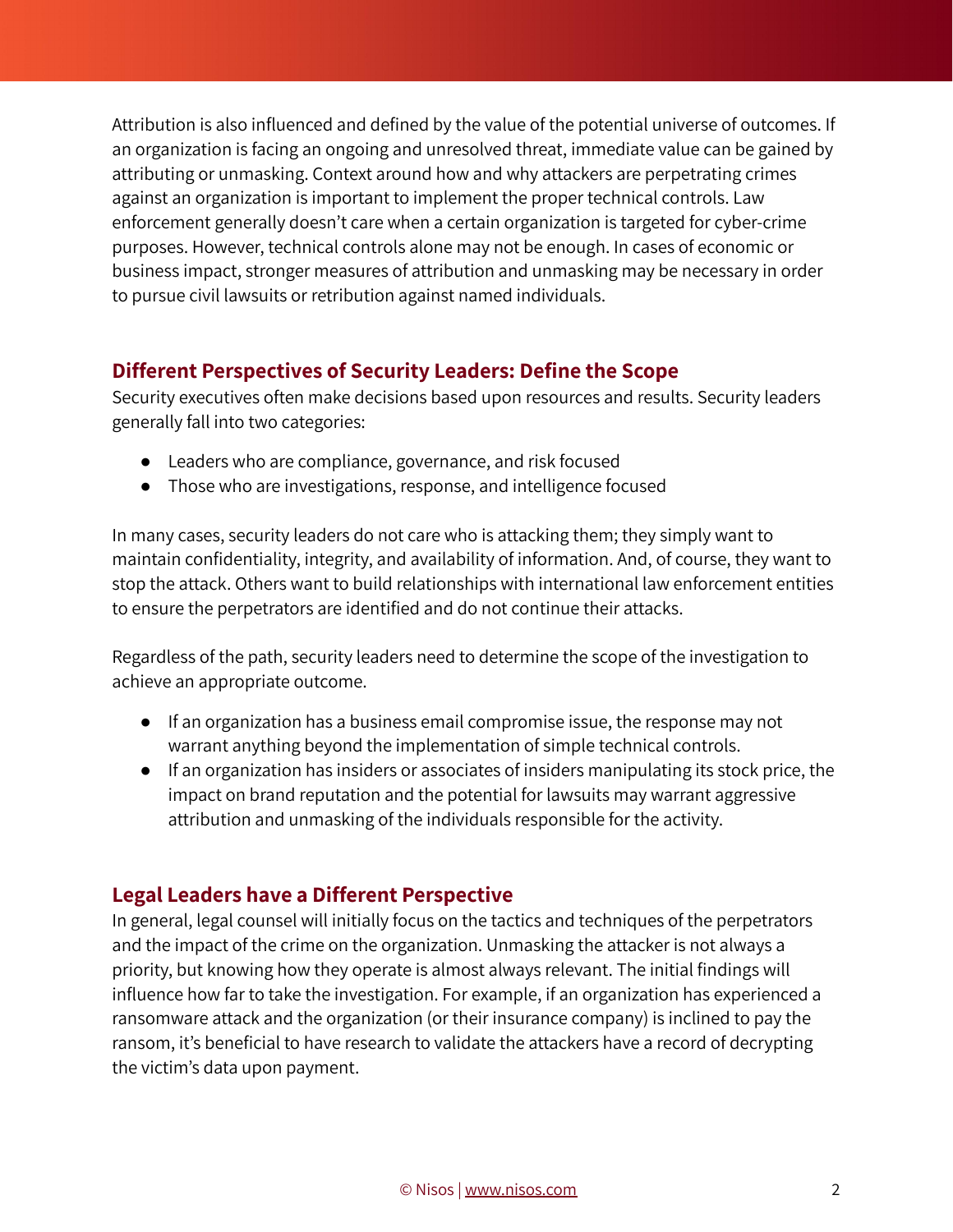Attribution is also influenced and defined by the value of the potential universe of outcomes. If an organization is facing an ongoing and unresolved threat, immediate value can be gained by attributing or unmasking. Context around how and why attackers are perpetrating crimes against an organization is important to implement the proper technical controls. Law enforcement generally doesn't care when a certain organization is targeted for cyber-crime purposes. However, technical controls alone may not be enough. In cases of economic or business impact, stronger measures of attribution and unmasking may be necessary in order to pursue civil lawsuits or retribution against named individuals.

## Different Perspectives of Security Leaders: Define the Scope

Security executives often make decisions based upon resources and results. Security leaders generally fall into two categories:

- Leaders who are compliance, governance, and risk focused
- Those who are investigations, response, and intelligence focused

In many cases, security leaders do not care who is attacking them; they simply want to maintain confidentiality, integrity, and availability of information. And, of course, they want to stop the attack. Others want to build relationships with international law enforcement entities to ensure the perpetrators are identified and do not continue their attacks.

Regardless of the path, security leaders need to determine the scope of the investigation to achieve an appropriate outcome.

- If an organization has a business email compromise issue, the response may not warrant anything beyond the implementation of simple technical controls.
- If an organization has insiders or associates of insiders manipulating its stock price, the impact on brand reputation and the potential for lawsuits may warrant aggressive attribution and unmasking of the individuals responsible for the activity.

## Legal Leaders have a Different Perspective

In general, legal counsel will initially focus on the tactics and techniques of the perpetrators and the impact of the crime on the organization. Unmasking the attacker is not always a priority, but knowing how they operate is almost always relevant. The initial findings will influence how far to take the investigation. For example, if an organization has experienced a ransomware attack and the organization (or their insurance company) is inclined to pay the ransom, it's beneficial to have research to validate the attackers have a record of decrypting the victim's data upon payment.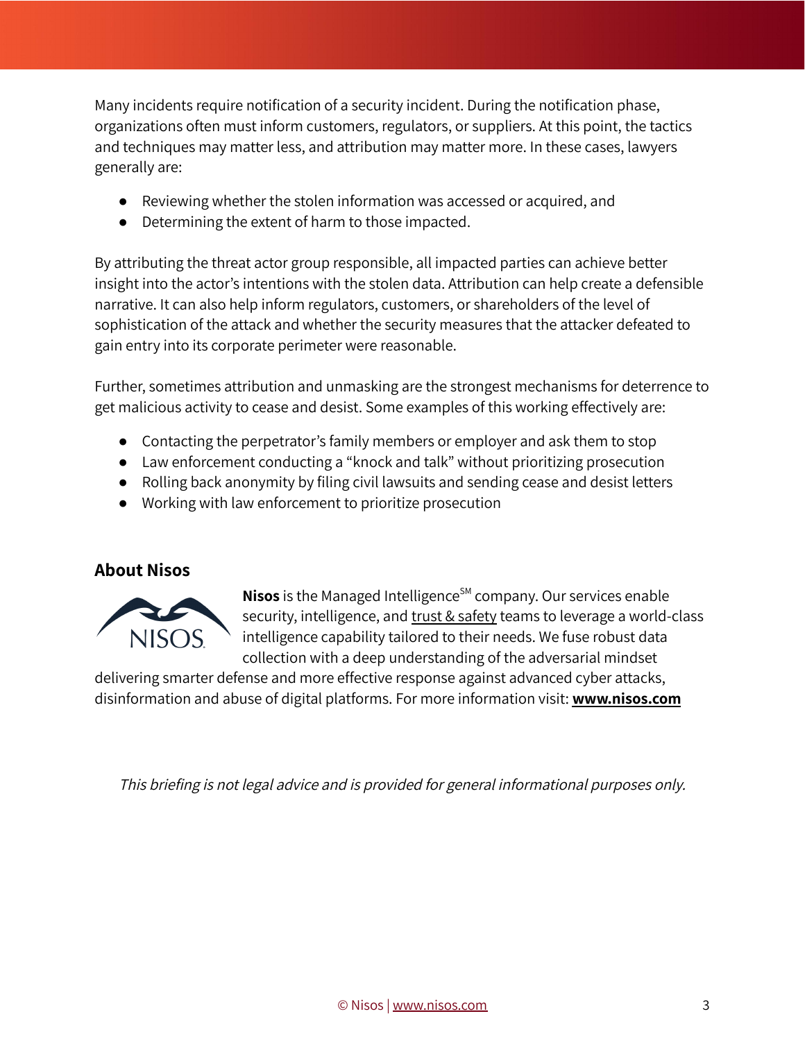Many incidents require notification of a security incident. During the notification phase, organizations often must inform customers, regulators, or suppliers. At this point, the tactics and techniques may matter less, and attribution may matter more. In these cases, lawyers generally are:

- Reviewing whether the stolen information was accessed or acquired, and
- Determining the extent of harm to those impacted.

By attributing the threat actor group responsible, all impacted parties can achieve better insight into the actor's intentions with the stolen data. Attribution can help create a defensible narrative. It can also help inform regulators, customers, or shareholders of the level of sophistication of the attack and whether the security measures that the attacker defeated to gain entry into its corporate perimeter were reasonable.

Further, sometimes attribution and unmasking are the strongest mechanisms for deterrence to get malicious activity to cease and desist. Some examples of this working effectively are:

- Contacting the perpetrator's family members or employer and ask them to stop
- Law enforcement conducting a "knock and talk" without prioritizing prosecution
- Rolling back anonymity by filing civil lawsuits and sending cease and desist letters
- Working with law enforcement to prioritize prosecution

## About Nisos

**Nisos** is the Managed Intelligence[SM] company. Our services enable security, intelligence, and trust & safety teams to leverage a world-class intelligence capability tailored to their needs. We fuse robust data collection with a deep understanding of the adversarial mindset delivering smarter defense and more effective response against advanced cyber attacks, disinformation and abuse of digital platforms. For more information visit: **www.nisos.com**

*This briefing is not legal advice and is provided for general informational purposes only.*